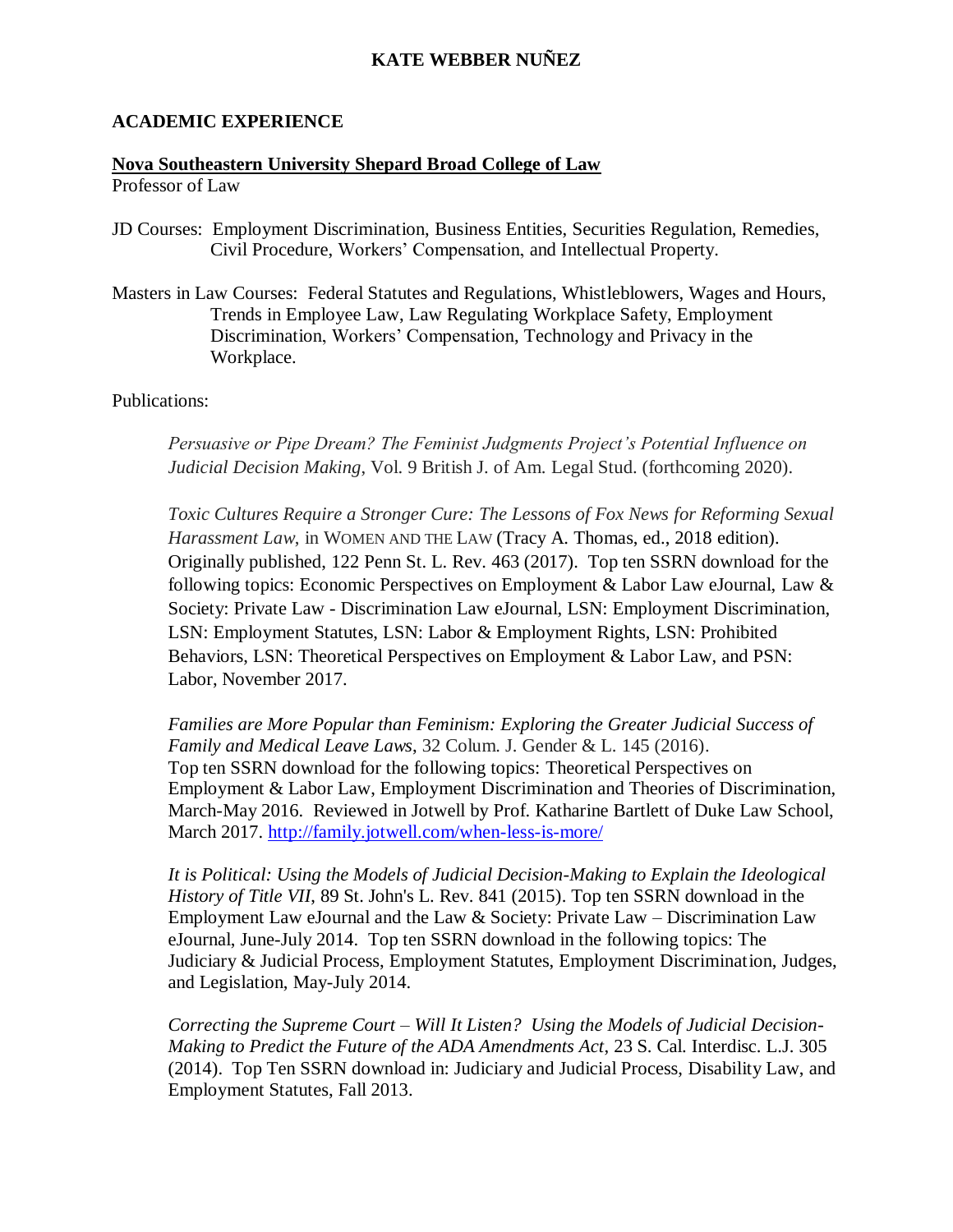# KATE WEBBER NUÑEZ

## ACADEMIC EXPERIENCE

**Nova Southeastern University Shepard Broad College of Law**
Professor of Law

JD Courses: Employment Discrimination, Business Entities, Securities Regulation, Remedies, Civil Procedure, Workers' Compensation, and Intellectual Property.

Masters in Law Courses: Federal Statutes and Regulations, Whistleblowers, Wages and Hours, Trends in Employee Law, Law Regulating Workplace Safety, Employment Discrimination, Workers' Compensation, Technology and Privacy in the Workplace.

Publications:

*Persuasive or Pipe Dream? The Feminist Judgments Project's Potential Influence on Judicial Decision Making*, Vol. 9 British J. of Am. Legal Stud. (forthcoming 2020).

*Toxic Cultures Require a Stronger Cure: The Lessons of Fox News for Reforming Sexual Harassment Law*, in WOMEN AND THE LAW (Tracy A. Thomas, ed., 2018 edition). Originally published, 122 Penn St. L. Rev. 463 (2017). Top ten SSRN download for the following topics: Economic Perspectives on Employment & Labor Law eJournal, Law & Society: Private Law - Discrimination Law eJournal, LSN: Employment Discrimination, LSN: Employment Statutes, LSN: Labor & Employment Rights, LSN: Prohibited Behaviors, LSN: Theoretical Perspectives on Employment & Labor Law, and PSN: Labor, November 2017.

*Families are More Popular than Feminism: Exploring the Greater Judicial Success of Family and Medical Leave Laws*, 32 Colum. J. Gender & L. 145 (2016). Top ten SSRN download for the following topics: Theoretical Perspectives on Employment & Labor Law, Employment Discrimination and Theories of Discrimination, March-May 2016. Reviewed in Jotwell by Prof. Katharine Bartlett of Duke Law School, March 2017. http://family.jotwell.com/when-less-is-more/

*It is Political: Using the Models of Judicial Decision-Making to Explain the Ideological History of Title VII*, 89 St. John's L. Rev. 841 (2015). Top ten SSRN download in the Employment Law eJournal and the Law & Society: Private Law – Discrimination Law eJournal, June-July 2014. Top ten SSRN download in the following topics: The Judiciary & Judicial Process, Employment Statutes, Employment Discrimination, Judges, and Legislation, May-July 2014.

*Correcting the Supreme Court – Will It Listen? Using the Models of Judicial Decision-Making to Predict the Future of the ADA Amendments Act*, 23 S. Cal. Interdisc. L.J. 305 (2014). Top Ten SSRN download in: Judiciary and Judicial Process, Disability Law, and Employment Statutes, Fall 2013.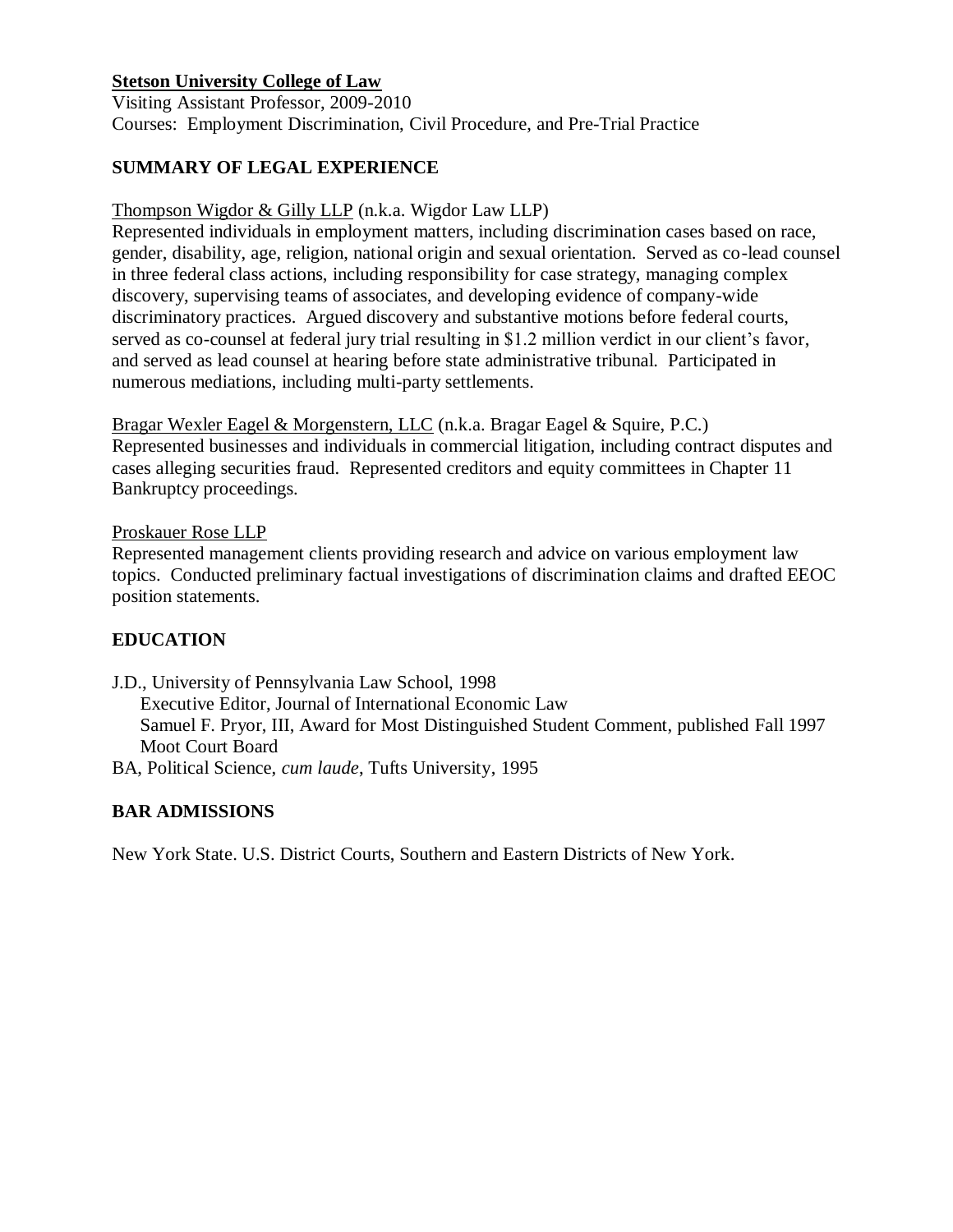**Stetson University College of Law**
Visiting Assistant Professor, 2009-2010
Courses: Employment Discrimination, Civil Procedure, and Pre-Trial Practice

## SUMMARY OF LEGAL EXPERIENCE

Thompson Wigdor & Gilly LLP (n.k.a. Wigdor Law LLP)
Represented individuals in employment matters, including discrimination cases based on race, gender, disability, age, religion, national origin and sexual orientation. Served as co-lead counsel in three federal class actions, including responsibility for case strategy, managing complex discovery, supervising teams of associates, and developing evidence of company-wide discriminatory practices. Argued discovery and substantive motions before federal courts, served as co-counsel at federal jury trial resulting in $1.2 million verdict in our client's favor, and served as lead counsel at hearing before state administrative tribunal. Participated in numerous mediations, including multi-party settlements.

Bragar Wexler Eagel & Morgenstern, LLC (n.k.a. Bragar Eagel & Squire, P.C.)
Represented businesses and individuals in commercial litigation, including contract disputes and cases alleging securities fraud. Represented creditors and equity committees in Chapter 11 Bankruptcy proceedings.

Proskauer Rose LLP
Represented management clients providing research and advice on various employment law topics. Conducted preliminary factual investigations of discrimination claims and drafted EEOC position statements.

## EDUCATION

J.D., University of Pennsylvania Law School, 1998
- Executive Editor, Journal of International Economic Law
- Samuel F. Pryor, III, Award for Most Distinguished Student Comment, published Fall 1997
- Moot Court Board

BA, Political Science, *cum laude*, Tufts University, 1995

## BAR ADMISSIONS

New York State. U.S. District Courts, Southern and Eastern Districts of New York.